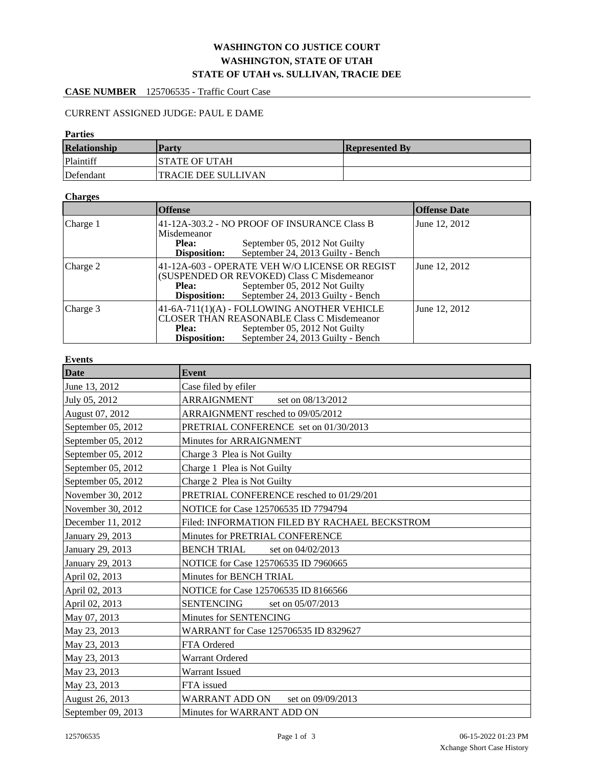# WASHINGTON CO JUSTICE COURT
# WASHINGTON, STATE OF UTAH
# STATE OF UTAH vs. SULLIVAN, TRACIE DEE

**CASE NUMBER** 125706535 - Traffic Court Case

CURRENT ASSIGNED JUDGE: PAUL E DAME

**Parties**

| Relationship | Party | Represented By |
|---|---|---|
| Plaintiff | STATE OF UTAH | |
| Defendant | TRACIE DEE SULLIVAN | |

**Charges**

| | Offense | Offense Date |
|---|---|---|
| Charge 1 | 41-12A-303.2 - NO PROOF OF INSURANCE Class B Misdemeanor<br>**Plea:** September 05, 2012 Not Guilty<br>**Disposition:** September 24, 2013 Guilty - Bench | June 12, 2012 |
| Charge 2 | 41-12A-603 - OPERATE VEH W/O LICENSE OR REGIST (SUSPENDED OR REVOKED) Class C Misdemeanor<br>**Plea:** September 05, 2012 Not Guilty<br>**Disposition:** September 24, 2013 Guilty - Bench | June 12, 2012 |
| Charge 3 | 41-6A-711(1)(A) - FOLLOWING ANOTHER VEHICLE CLOSER THAN REASONABLE Class C Misdemeanor<br>**Plea:** September 05, 2012 Not Guilty<br>**Disposition:** September 24, 2013 Guilty - Bench | June 12, 2012 |

**Events**

| Date | Event |
|---|---|
| June 13, 2012 | Case filed by efiler |
| July 05, 2012 | ARRAIGNMENT set on 08/13/2012 |
| August 07, 2012 | ARRAIGNMENT resched to 09/05/2012 |
| September 05, 2012 | PRETRIAL CONFERENCE set on 01/30/2013 |
| September 05, 2012 | Minutes for ARRAIGNMENT |
| September 05, 2012 | Charge 3 Plea is Not Guilty |
| September 05, 2012 | Charge 1 Plea is Not Guilty |
| September 05, 2012 | Charge 2 Plea is Not Guilty |
| November 30, 2012 | PRETRIAL CONFERENCE resched to 01/29/201 |
| November 30, 2012 | NOTICE for Case 125706535 ID 7794794 |
| December 11, 2012 | Filed: INFORMATION FILED BY RACHAEL BECKSTROM |
| January 29, 2013 | Minutes for PRETRIAL CONFERENCE |
| January 29, 2013 | BENCH TRIAL set on 04/02/2013 |
| January 29, 2013 | NOTICE for Case 125706535 ID 7960665 |
| April 02, 2013 | Minutes for BENCH TRIAL |
| April 02, 2013 | NOTICE for Case 125706535 ID 8166566 |
| April 02, 2013 | SENTENCING set on 05/07/2013 |
| May 07, 2013 | Minutes for SENTENCING |
| May 23, 2013 | WARRANT for Case 125706535 ID 8329627 |
| May 23, 2013 | FTA Ordered |
| May 23, 2013 | Warrant Ordered |
| May 23, 2013 | Warrant Issued |
| May 23, 2013 | FTA issued |
| August 26, 2013 | WARRANT ADD ON set on 09/09/2013 |
| September 09, 2013 | Minutes for WARRANT ADD ON |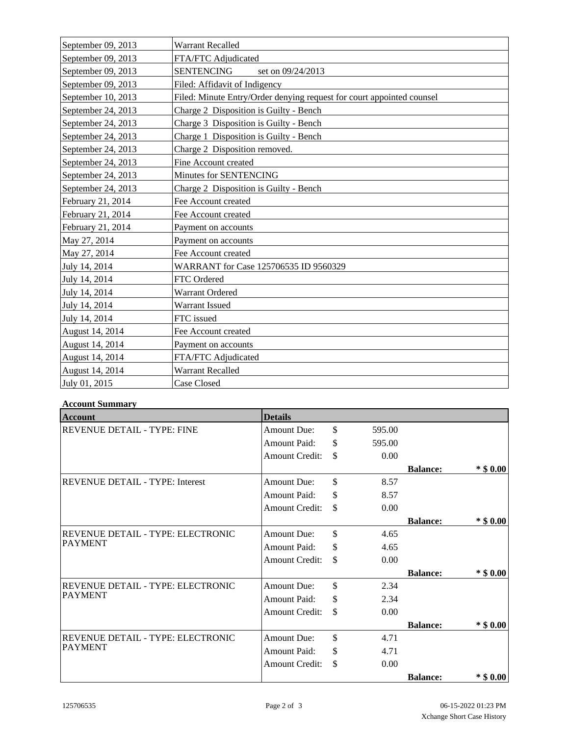| | |
|---|---|
| September 09, 2013 | Warrant Recalled |
| September 09, 2013 | FTA/FTC Adjudicated |
| September 09, 2013 | SENTENCING set on 09/24/2013 |
| September 09, 2013 | Filed: Affidavit of Indigency |
| September 10, 2013 | Filed: Minute Entry/Order denying request for court appointed counsel |
| September 24, 2013 | Charge 2 Disposition is Guilty - Bench |
| September 24, 2013 | Charge 3 Disposition is Guilty - Bench |
| September 24, 2013 | Charge 1 Disposition is Guilty - Bench |
| September 24, 2013 | Charge 2 Disposition removed. |
| September 24, 2013 | Fine Account created |
| September 24, 2013 | Minutes for SENTENCING |
| September 24, 2013 | Charge 2 Disposition is Guilty - Bench |
| February 21, 2014 | Fee Account created |
| February 21, 2014 | Fee Account created |
| February 21, 2014 | Payment on accounts |
| May 27, 2014 | Payment on accounts |
| May 27, 2014 | Fee Account created |
| July 14, 2014 | WARRANT for Case 125706535 ID 9560329 |
| July 14, 2014 | FTC Ordered |
| July 14, 2014 | Warrant Ordered |
| July 14, 2014 | Warrant Issued |
| July 14, 2014 | FTC issued |
| August 14, 2014 | Fee Account created |
| August 14, 2014 | Payment on accounts |
| August 14, 2014 | FTA/FTC Adjudicated |
| August 14, 2014 | Warrant Recalled |
| July 01, 2015 | Case Closed |

**Account Summary**

| Account | Details | | | | |
|---|---|---|---|---|---|
| REVENUE DETAIL - TYPE: FINE | Amount Due: | $ | 595.00 | | |
| | Amount Paid: | $ | 595.00 | | |
| | Amount Credit: | $ | 0.00 | | |
| | | | | **Balance:** | **\* $ 0.00** |
| REVENUE DETAIL - TYPE: Interest | Amount Due: | $ | 8.57 | | |
| | Amount Paid: | $ | 8.57 | | |
| | Amount Credit: | $ | 0.00 | | |
| | | | | **Balance:** | **\* $ 0.00** |
| REVENUE DETAIL - TYPE: ELECTRONIC PAYMENT | Amount Due: | $ | 4.65 | | |
| | Amount Paid: | $ | 4.65 | | |
| | Amount Credit: | $ | 0.00 | | |
| | | | | **Balance:** | **\* $ 0.00** |
| REVENUE DETAIL - TYPE: ELECTRONIC PAYMENT | Amount Due: | $ | 2.34 | | |
| | Amount Paid: | $ | 2.34 | | |
| | Amount Credit: | $ | 0.00 | | |
| | | | | **Balance:** | **\* $ 0.00** |
| REVENUE DETAIL - TYPE: ELECTRONIC PAYMENT | Amount Due: | $ | 4.71 | | |
| | Amount Paid: | $ | 4.71 | | |
| | Amount Credit: | $ | 0.00 | | |
| | | | | **Balance:** | **\* $ 0.00** |

125706535

06-15-2022 01:23 PM
Xchange Short Case History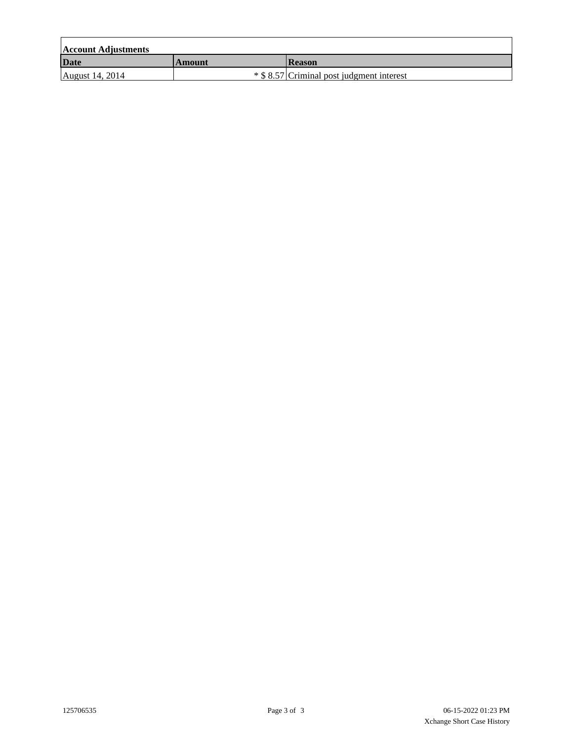| Account Adjustments | | |
| --- | --- | --- |
| **Date** | **Amount** | **Reason** |
| August 14, 2014 | * $ 8.57 | Criminal post judgment interest |